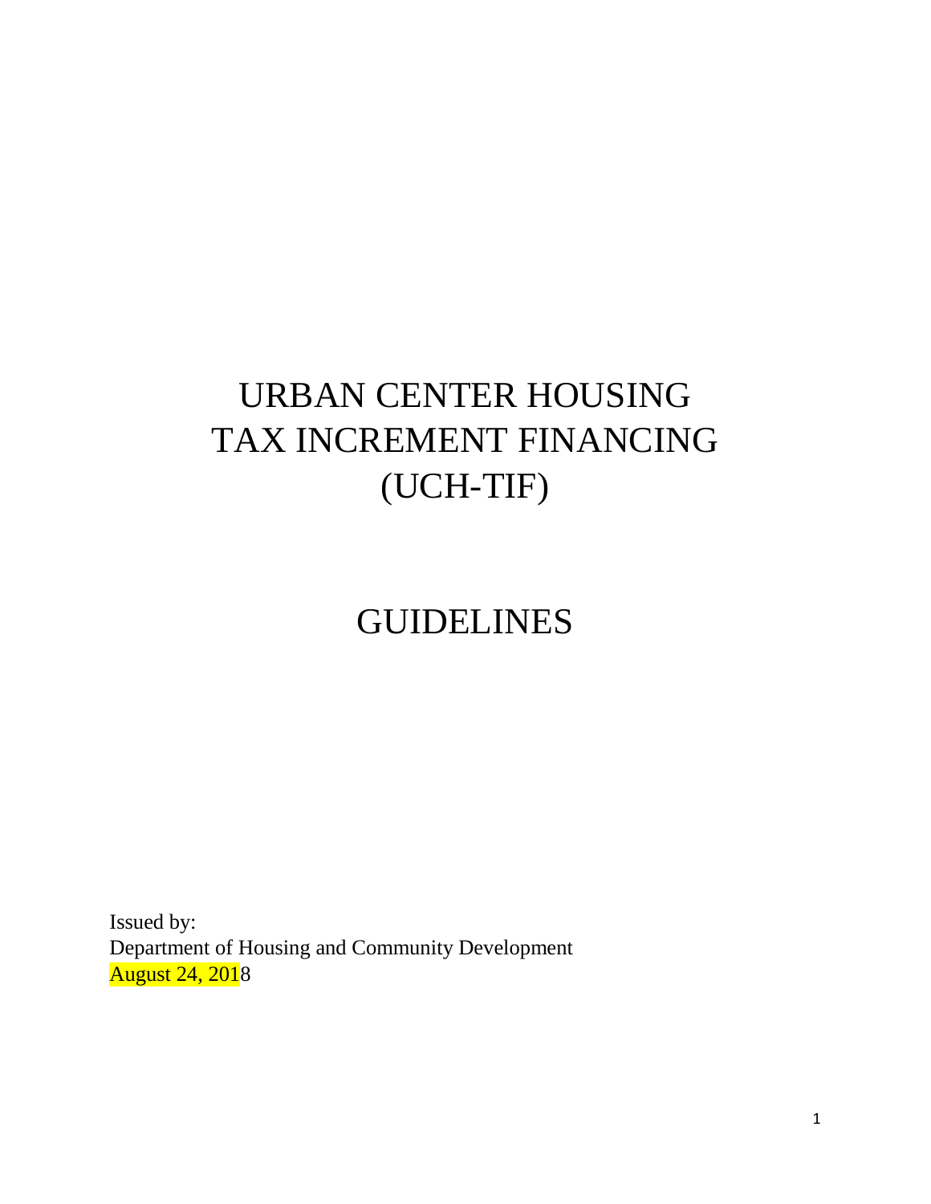# URBAN CENTER HOUSING TAX INCREMENT FINANCING (UCH-TIF)

# GUIDELINES

Issued by:
Department of Housing and Community Development
August 24, 2018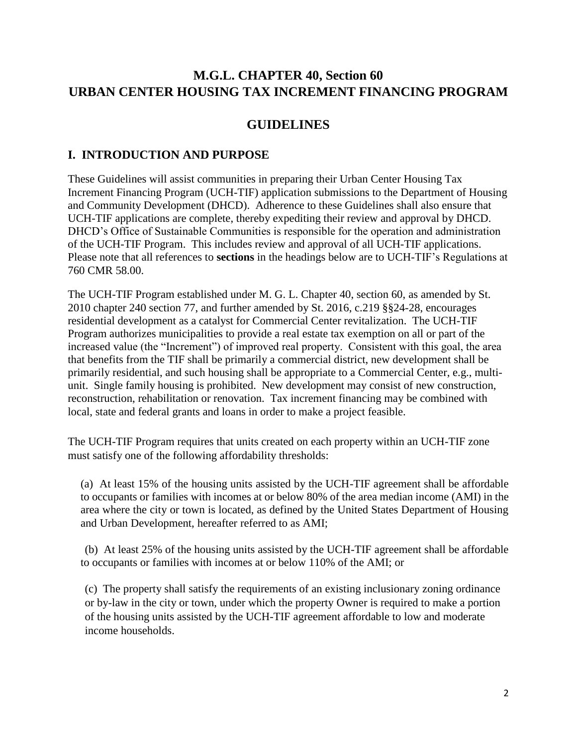# M.G.L. CHAPTER 40, Section 60
# URBAN CENTER HOUSING TAX INCREMENT FINANCING PROGRAM

## GUIDELINES

## I. INTRODUCTION AND PURPOSE

These Guidelines will assist communities in preparing their Urban Center Housing Tax Increment Financing Program (UCH-TIF) application submissions to the Department of Housing and Community Development (DHCD). Adherence to these Guidelines shall also ensure that UCH-TIF applications are complete, thereby expediting their review and approval by DHCD. DHCD's Office of Sustainable Communities is responsible for the operation and administration of the UCH-TIF Program. This includes review and approval of all UCH-TIF applications. Please note that all references to **sections** in the headings below are to UCH-TIF's Regulations at 760 CMR 58.00.

The UCH-TIF Program established under M. G. L. Chapter 40, section 60, as amended by St. 2010 chapter 240 section 77, and further amended by St. 2016, c.219 §§24-28, encourages residential development as a catalyst for Commercial Center revitalization. The UCH-TIF Program authorizes municipalities to provide a real estate tax exemption on all or part of the increased value (the "Increment") of improved real property. Consistent with this goal, the area that benefits from the TIF shall be primarily a commercial district, new development shall be primarily residential, and such housing shall be appropriate to a Commercial Center, e.g., multi-unit. Single family housing is prohibited. New development may consist of new construction, reconstruction, rehabilitation or renovation. Tax increment financing may be combined with local, state and federal grants and loans in order to make a project feasible.

The UCH-TIF Program requires that units created on each property within an UCH-TIF zone must satisfy one of the following affordability thresholds:

(a) At least 15% of the housing units assisted by the UCH-TIF agreement shall be affordable to occupants or families with incomes at or below 80% of the area median income (AMI) in the area where the city or town is located, as defined by the United States Department of Housing and Urban Development, hereafter referred to as AMI;

(b) At least 25% of the housing units assisted by the UCH-TIF agreement shall be affordable to occupants or families with incomes at or below 110% of the AMI; or

(c) The property shall satisfy the requirements of an existing inclusionary zoning ordinance or by-law in the city or town, under which the property Owner is required to make a portion of the housing units assisted by the UCH-TIF agreement affordable to low and moderate income households.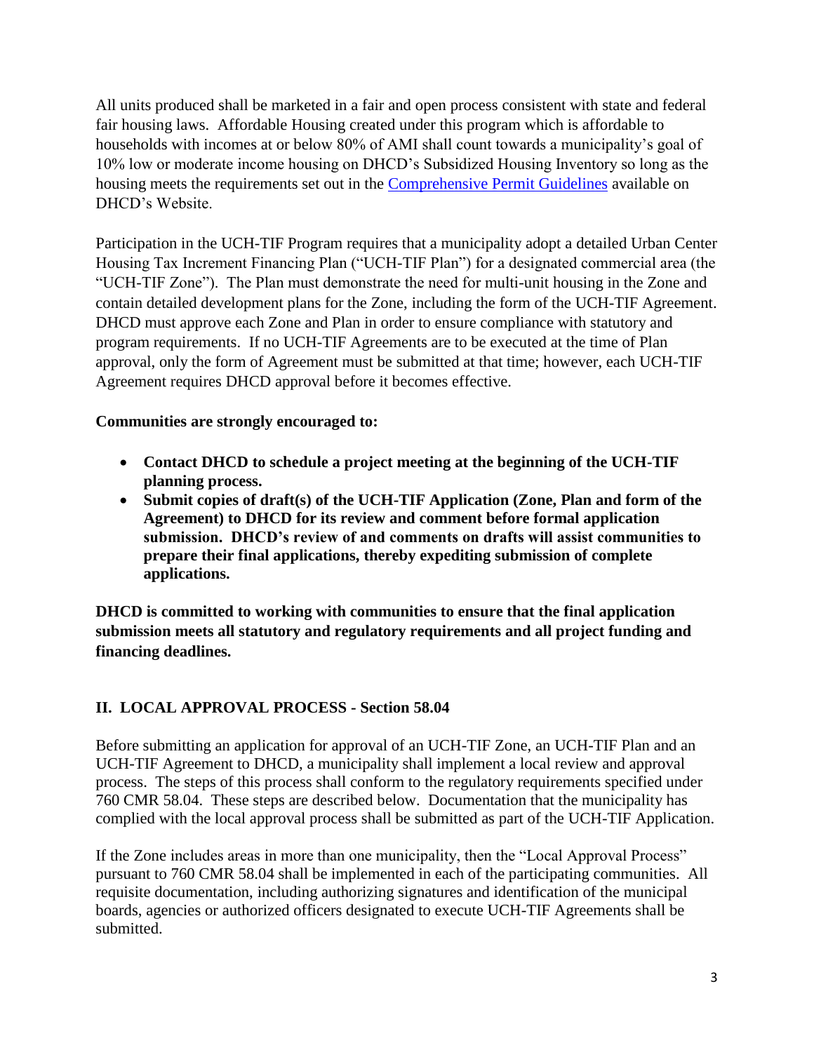All units produced shall be marketed in a fair and open process consistent with state and federal fair housing laws. Affordable Housing created under this program which is affordable to households with incomes at or below 80% of AMI shall count towards a municipality's goal of 10% low or moderate income housing on DHCD's Subsidized Housing Inventory so long as the housing meets the requirements set out in the [Comprehensive Permit Guidelines] available on DHCD's Website.

Participation in the UCH-TIF Program requires that a municipality adopt a detailed Urban Center Housing Tax Increment Financing Plan ("UCH-TIF Plan") for a designated commercial area (the "UCH-TIF Zone"). The Plan must demonstrate the need for multi-unit housing in the Zone and contain detailed development plans for the Zone, including the form of the UCH-TIF Agreement. DHCD must approve each Zone and Plan in order to ensure compliance with statutory and program requirements. If no UCH-TIF Agreements are to be executed at the time of Plan approval, only the form of Agreement must be submitted at that time; however, each UCH-TIF Agreement requires DHCD approval before it becomes effective.

**Communities are strongly encouraged to:**

- **Contact DHCD to schedule a project meeting at the beginning of the UCH-TIF planning process.**
- **Submit copies of draft(s) of the UCH-TIF Application (Zone, Plan and form of the Agreement) to DHCD for its review and comment before formal application submission. DHCD's review of and comments on drafts will assist communities to prepare their final applications, thereby expediting submission of complete applications.**

**DHCD is committed to working with communities to ensure that the final application submission meets all statutory and regulatory requirements and all project funding and financing deadlines.**

## II. LOCAL APPROVAL PROCESS - Section 58.04

Before submitting an application for approval of an UCH-TIF Zone, an UCH-TIF Plan and an UCH-TIF Agreement to DHCD, a municipality shall implement a local review and approval process. The steps of this process shall conform to the regulatory requirements specified under 760 CMR 58.04. These steps are described below. Documentation that the municipality has complied with the local approval process shall be submitted as part of the UCH-TIF Application.

If the Zone includes areas in more than one municipality, then the "Local Approval Process" pursuant to 760 CMR 58.04 shall be implemented in each of the participating communities. All requisite documentation, including authorizing signatures and identification of the municipal boards, agencies or authorized officers designated to execute UCH-TIF Agreements shall be submitted.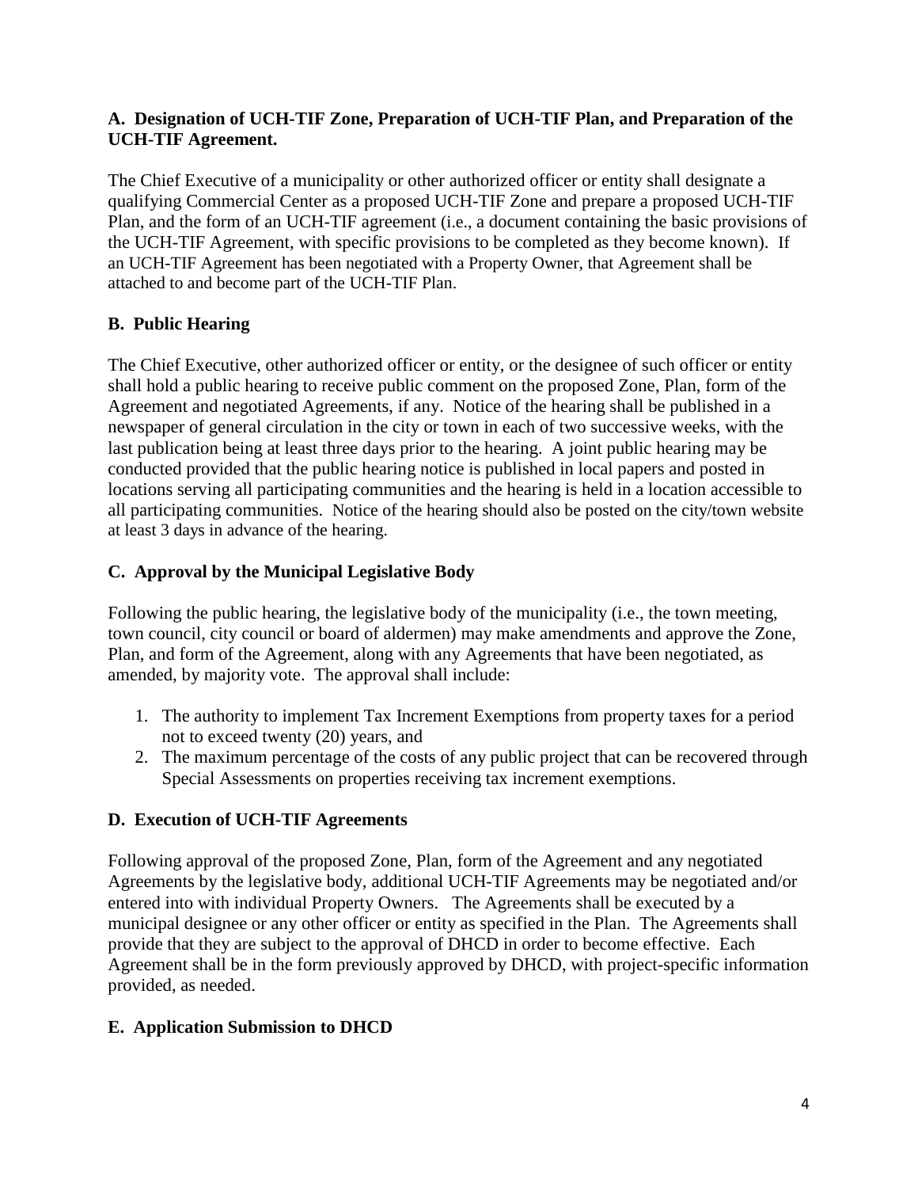### A. Designation of UCH-TIF Zone, Preparation of UCH-TIF Plan, and Preparation of the UCH-TIF Agreement.

The Chief Executive of a municipality or other authorized officer or entity shall designate a qualifying Commercial Center as a proposed UCH-TIF Zone and prepare a proposed UCH-TIF Plan, and the form of an UCH-TIF agreement (i.e., a document containing the basic provisions of the UCH-TIF Agreement, with specific provisions to be completed as they become known). If an UCH-TIF Agreement has been negotiated with a Property Owner, that Agreement shall be attached to and become part of the UCH-TIF Plan.

### B. Public Hearing

The Chief Executive, other authorized officer or entity, or the designee of such officer or entity shall hold a public hearing to receive public comment on the proposed Zone, Plan, form of the Agreement and negotiated Agreements, if any. Notice of the hearing shall be published in a newspaper of general circulation in the city or town in each of two successive weeks, with the last publication being at least three days prior to the hearing. A joint public hearing may be conducted provided that the public hearing notice is published in local papers and posted in locations serving all participating communities and the hearing is held in a location accessible to all participating communities. Notice of the hearing should also be posted on the city/town website at least 3 days in advance of the hearing.

### C. Approval by the Municipal Legislative Body

Following the public hearing, the legislative body of the municipality (i.e., the town meeting, town council, city council or board of aldermen) may make amendments and approve the Zone, Plan, and form of the Agreement, along with any Agreements that have been negotiated, as amended, by majority vote. The approval shall include:

1. The authority to implement Tax Increment Exemptions from property taxes for a period not to exceed twenty (20) years, and
2. The maximum percentage of the costs of any public project that can be recovered through Special Assessments on properties receiving tax increment exemptions.

### D. Execution of UCH-TIF Agreements

Following approval of the proposed Zone, Plan, form of the Agreement and any negotiated Agreements by the legislative body, additional UCH-TIF Agreements may be negotiated and/or entered into with individual Property Owners. The Agreements shall be executed by a municipal designee or any other officer or entity as specified in the Plan. The Agreements shall provide that they are subject to the approval of DHCD in order to become effective. Each Agreement shall be in the form previously approved by DHCD, with project-specific information provided, as needed.

### E. Application Submission to DHCD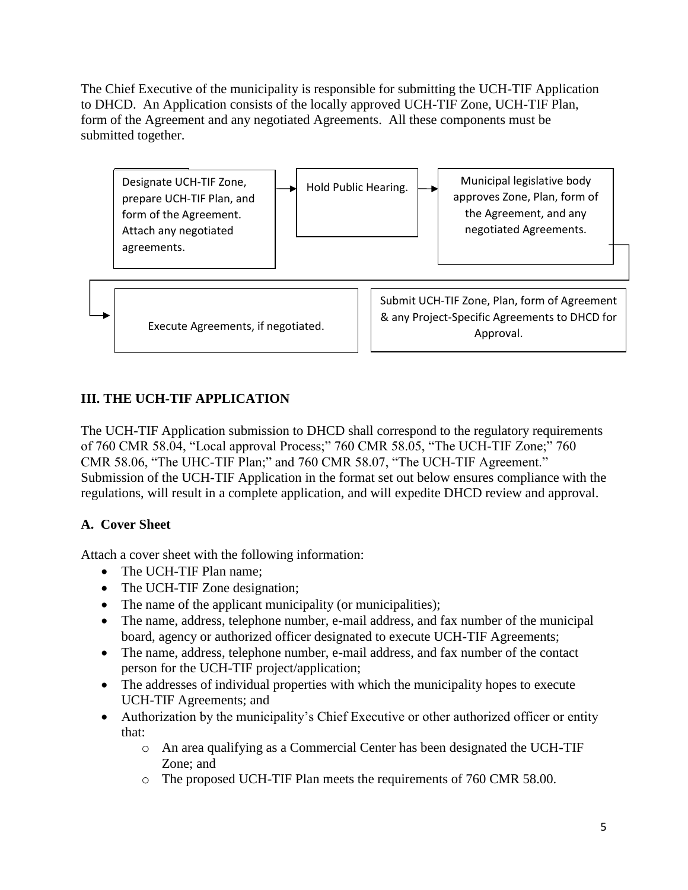The Chief Executive of the municipality is responsible for submitting the UCH-TIF Application to DHCD. An Application consists of the locally approved UCH-TIF Zone, UCH-TIF Plan, form of the Agreement and any negotiated Agreements. All these components must be submitted together.

Designate UCH-TIF Zone, prepare UCH-TIF Plan, and form of the Agreement. Attach any negotiated agreements. → Hold Public Hearing. → Municipal legislative body approves Zone, Plan, form of the Agreement, and any negotiated Agreements. → Execute Agreements, if negotiated. → Submit UCH-TIF Zone, Plan, form of Agreement & any Project-Specific Agreements to DHCD for Approval.

## III. THE UCH-TIF APPLICATION

The UCH-TIF Application submission to DHCD shall correspond to the regulatory requirements of 760 CMR 58.04, "Local approval Process;" 760 CMR 58.05, "The UCH-TIF Zone;" 760 CMR 58.06, "The UHC-TIF Plan;" and 760 CMR 58.07, "The UCH-TIF Agreement." Submission of the UCH-TIF Application in the format set out below ensures compliance with the regulations, will result in a complete application, and will expedite DHCD review and approval.

### A. Cover Sheet

Attach a cover sheet with the following information:

- The UCH-TIF Plan name;
- The UCH-TIF Zone designation;
- The name of the applicant municipality (or municipalities);
- The name, address, telephone number, e-mail address, and fax number of the municipal board, agency or authorized officer designated to execute UCH-TIF Agreements;
- The name, address, telephone number, e-mail address, and fax number of the contact person for the UCH-TIF project/application;
- The addresses of individual properties with which the municipality hopes to execute UCH-TIF Agreements; and
- Authorization by the municipality's Chief Executive or other authorized officer or entity that:
  - An area qualifying as a Commercial Center has been designated the UCH-TIF Zone; and
  - The proposed UCH-TIF Plan meets the requirements of 760 CMR 58.00.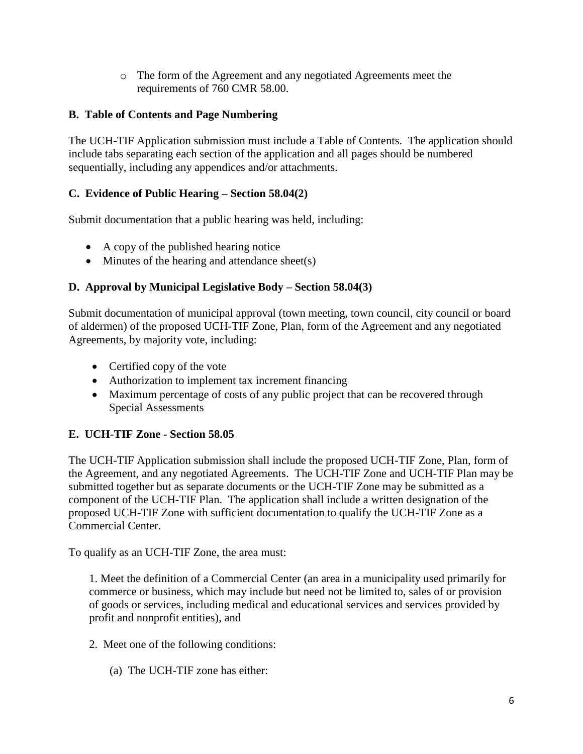- The form of the Agreement and any negotiated Agreements meet the requirements of 760 CMR 58.00.

**B. Table of Contents and Page Numbering**

The UCH-TIF Application submission must include a Table of Contents. The application should include tabs separating each section of the application and all pages should be numbered sequentially, including any appendices and/or attachments.

**C. Evidence of Public Hearing – Section 58.04(2)**

Submit documentation that a public hearing was held, including:

- A copy of the published hearing notice
- Minutes of the hearing and attendance sheet(s)

**D. Approval by Municipal Legislative Body – Section 58.04(3)**

Submit documentation of municipal approval (town meeting, town council, city council or board of aldermen) of the proposed UCH-TIF Zone, Plan, form of the Agreement and any negotiated Agreements, by majority vote, including:

- Certified copy of the vote
- Authorization to implement tax increment financing
- Maximum percentage of costs of any public project that can be recovered through Special Assessments

**E. UCH-TIF Zone - Section 58.05**

The UCH-TIF Application submission shall include the proposed UCH-TIF Zone, Plan, form of the Agreement, and any negotiated Agreements. The UCH-TIF Zone and UCH-TIF Plan may be submitted together but as separate documents or the UCH-TIF Zone may be submitted as a component of the UCH-TIF Plan. The application shall include a written designation of the proposed UCH-TIF Zone with sufficient documentation to qualify the UCH-TIF Zone as a Commercial Center.

To qualify as an UCH-TIF Zone, the area must:

1. Meet the definition of a Commercial Center (an area in a municipality used primarily for commerce or business, which may include but need not be limited to, sales of or provision of goods or services, including medical and educational services and services provided by profit and nonprofit entities), and

2. Meet one of the following conditions:

   (a) The UCH-TIF zone has either: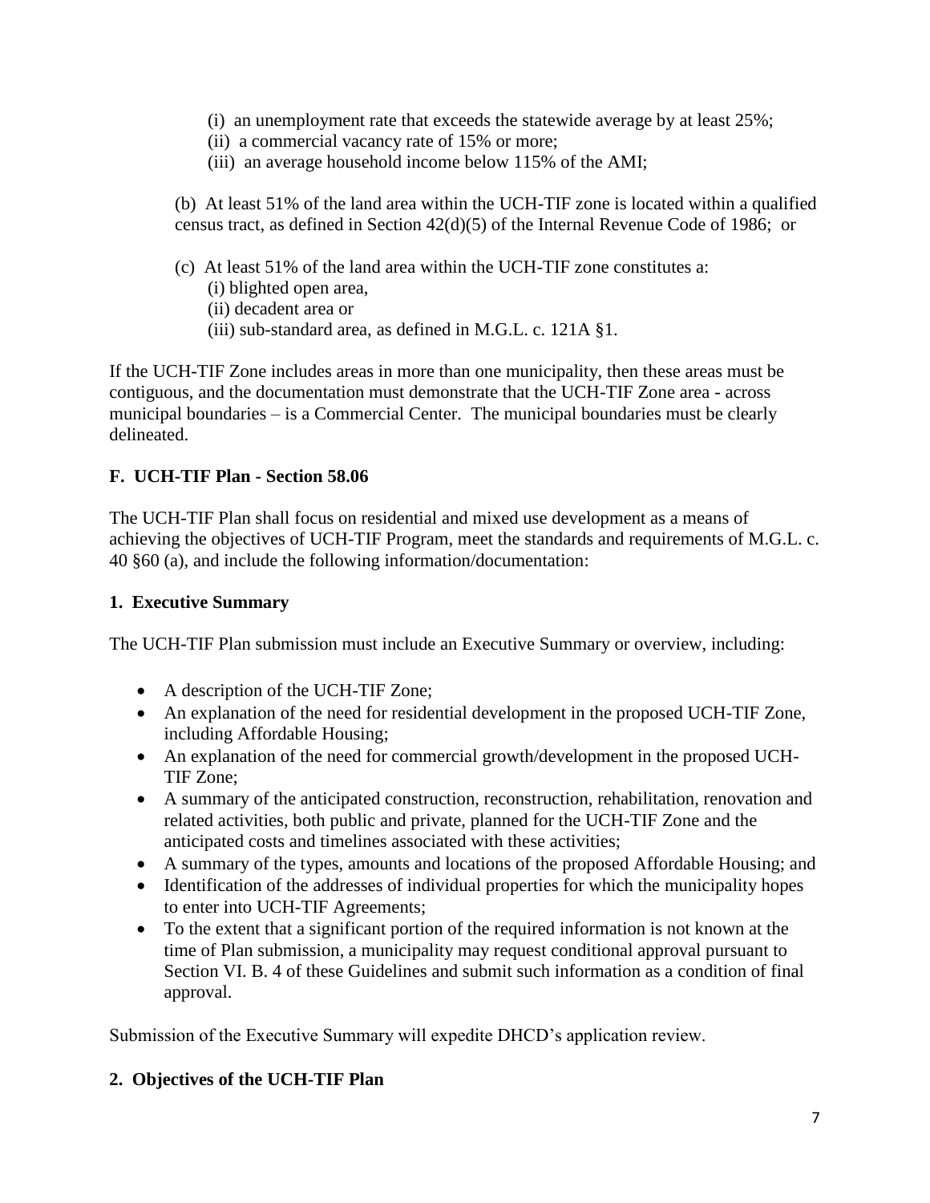(i) an unemployment rate that exceeds the statewide average by at least 25%;
(ii) a commercial vacancy rate of 15% or more;
(iii) an average household income below 115% of the AMI;

(b) At least 51% of the land area within the UCH-TIF zone is located within a qualified census tract, as defined in Section 42(d)(5) of the Internal Revenue Code of 1986; or

(c) At least 51% of the land area within the UCH-TIF zone constitutes a:
(i) blighted open area,
(ii) decadent area or
(iii) sub-standard area, as defined in M.G.L. c. 121A §1.

If the UCH-TIF Zone includes areas in more than one municipality, then these areas must be contiguous, and the documentation must demonstrate that the UCH-TIF Zone area - across municipal boundaries – is a Commercial Center. The municipal boundaries must be clearly delineated.

### F. UCH-TIF Plan - Section 58.06

The UCH-TIF Plan shall focus on residential and mixed use development as a means of achieving the objectives of UCH-TIF Program, meet the standards and requirements of M.G.L. c. 40 §60 (a), and include the following information/documentation:

#### 1. Executive Summary

The UCH-TIF Plan submission must include an Executive Summary or overview, including:

- A description of the UCH-TIF Zone;
- An explanation of the need for residential development in the proposed UCH-TIF Zone, including Affordable Housing;
- An explanation of the need for commercial growth/development in the proposed UCH-TIF Zone;
- A summary of the anticipated construction, reconstruction, rehabilitation, renovation and related activities, both public and private, planned for the UCH-TIF Zone and the anticipated costs and timelines associated with these activities;
- A summary of the types, amounts and locations of the proposed Affordable Housing; and
- Identification of the addresses of individual properties for which the municipality hopes to enter into UCH-TIF Agreements;
- To the extent that a significant portion of the required information is not known at the time of Plan submission, a municipality may request conditional approval pursuant to Section VI. B. 4 of these Guidelines and submit such information as a condition of final approval.

Submission of the Executive Summary will expedite DHCD's application review.

#### 2. Objectives of the UCH-TIF Plan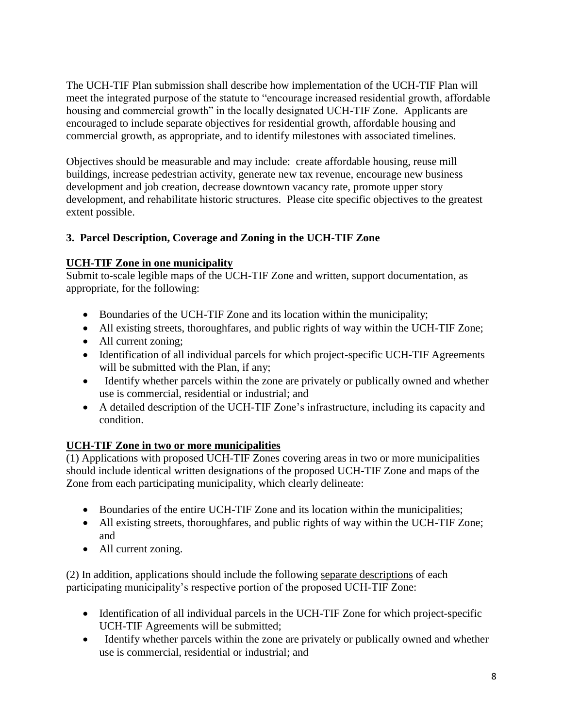The UCH-TIF Plan submission shall describe how implementation of the UCH-TIF Plan will meet the integrated purpose of the statute to "encourage increased residential growth, affordable housing and commercial growth" in the locally designated UCH-TIF Zone. Applicants are encouraged to include separate objectives for residential growth, affordable housing and commercial growth, as appropriate, and to identify milestones with associated timelines.

Objectives should be measurable and may include: create affordable housing, reuse mill buildings, increase pedestrian activity, generate new tax revenue, encourage new business development and job creation, decrease downtown vacancy rate, promote upper story development, and rehabilitate historic structures. Please cite specific objectives to the greatest extent possible.

### 3. Parcel Description, Coverage and Zoning in the UCH-TIF Zone

**UCH-TIF Zone in one municipality**

Submit to-scale legible maps of the UCH-TIF Zone and written, support documentation, as appropriate, for the following:

- Boundaries of the UCH-TIF Zone and its location within the municipality;
- All existing streets, thoroughfares, and public rights of way within the UCH-TIF Zone;
- All current zoning;
- Identification of all individual parcels for which project-specific UCH-TIF Agreements will be submitted with the Plan, if any;
- Identify whether parcels within the zone are privately or publically owned and whether use is commercial, residential or industrial; and
- A detailed description of the UCH-TIF Zone's infrastructure, including its capacity and condition.

**UCH-TIF Zone in two or more municipalities**

(1) Applications with proposed UCH-TIF Zones covering areas in two or more municipalities should include identical written designations of the proposed UCH-TIF Zone and maps of the Zone from each participating municipality, which clearly delineate:

- Boundaries of the entire UCH-TIF Zone and its location within the municipalities;
- All existing streets, thoroughfares, and public rights of way within the UCH-TIF Zone; and
- All current zoning.

(2) In addition, applications should include the following separate descriptions of each participating municipality's respective portion of the proposed UCH-TIF Zone:

- Identification of all individual parcels in the UCH-TIF Zone for which project-specific UCH-TIF Agreements will be submitted;
- Identify whether parcels within the zone are privately or publically owned and whether use is commercial, residential or industrial; and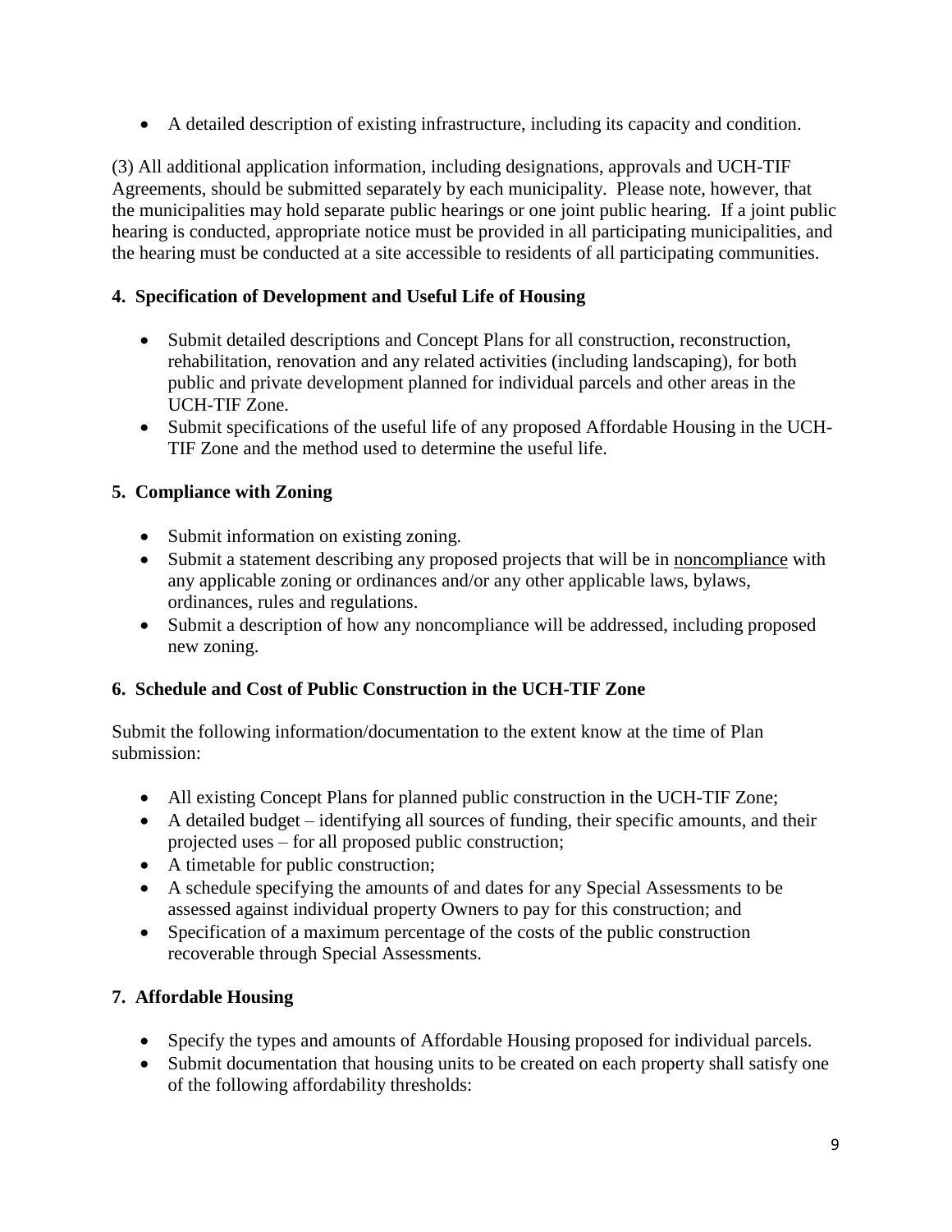- A detailed description of existing infrastructure, including its capacity and condition.

(3) All additional application information, including designations, approvals and UCH-TIF Agreements, should be submitted separately by each municipality. Please note, however, that the municipalities may hold separate public hearings or one joint public hearing. If a joint public hearing is conducted, appropriate notice must be provided in all participating municipalities, and the hearing must be conducted at a site accessible to residents of all participating communities.

**4. Specification of Development and Useful Life of Housing**

- Submit detailed descriptions and Concept Plans for all construction, reconstruction, rehabilitation, renovation and any related activities (including landscaping), for both public and private development planned for individual parcels and other areas in the UCH-TIF Zone.
- Submit specifications of the useful life of any proposed Affordable Housing in the UCH-TIF Zone and the method used to determine the useful life.

**5. Compliance with Zoning**

- Submit information on existing zoning.
- Submit a statement describing any proposed projects that will be in <u>noncompliance</u> with any applicable zoning or ordinances and/or any other applicable laws, bylaws, ordinances, rules and regulations.
- Submit a description of how any noncompliance will be addressed, including proposed new zoning.

**6. Schedule and Cost of Public Construction in the UCH-TIF Zone**

Submit the following information/documentation to the extent know at the time of Plan submission:

- All existing Concept Plans for planned public construction in the UCH-TIF Zone;
- A detailed budget – identifying all sources of funding, their specific amounts, and their projected uses – for all proposed public construction;
- A timetable for public construction;
- A schedule specifying the amounts of and dates for any Special Assessments to be assessed against individual property Owners to pay for this construction; and
- Specification of a maximum percentage of the costs of the public construction recoverable through Special Assessments.

**7. Affordable Housing**

- Specify the types and amounts of Affordable Housing proposed for individual parcels.
- Submit documentation that housing units to be created on each property shall satisfy one of the following affordability thresholds: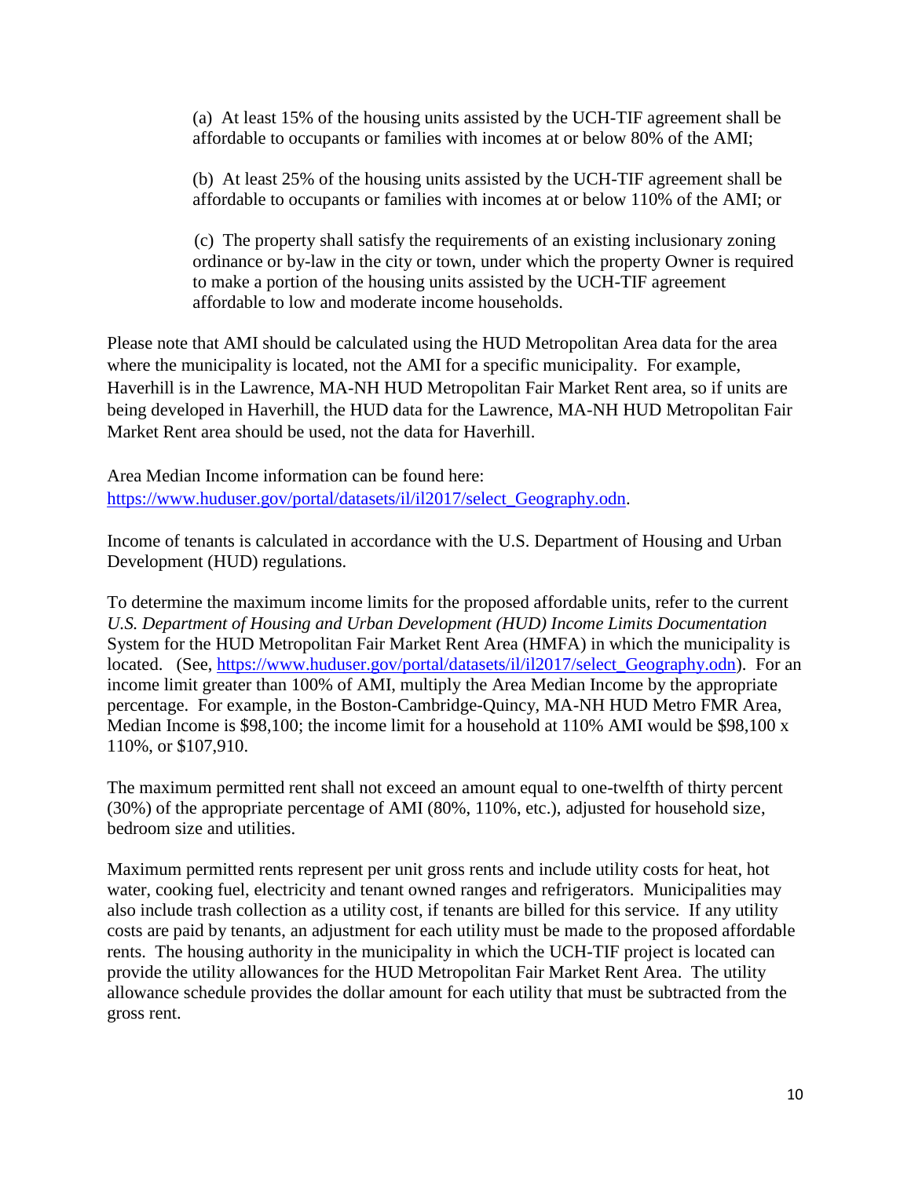(a) At least 15% of the housing units assisted by the UCH-TIF agreement shall be affordable to occupants or families with incomes at or below 80% of the AMI;

(b) At least 25% of the housing units assisted by the UCH-TIF agreement shall be affordable to occupants or families with incomes at or below 110% of the AMI; or

(c) The property shall satisfy the requirements of an existing inclusionary zoning ordinance or by-law in the city or town, under which the property Owner is required to make a portion of the housing units assisted by the UCH-TIF agreement affordable to low and moderate income households.

Please note that AMI should be calculated using the HUD Metropolitan Area data for the area where the municipality is located, not the AMI for a specific municipality. For example, Haverhill is in the Lawrence, MA-NH HUD Metropolitan Fair Market Rent area, so if units are being developed in Haverhill, the HUD data for the Lawrence, MA-NH HUD Metropolitan Fair Market Rent area should be used, not the data for Haverhill.

Area Median Income information can be found here: [https://www.huduser.gov/portal/datasets/il/il2017/select_Geography.odn](https://www.huduser.gov/portal/datasets/il/il2017/select_Geography.odn).

Income of tenants is calculated in accordance with the U.S. Department of Housing and Urban Development (HUD) regulations.

To determine the maximum income limits for the proposed affordable units, refer to the current *U.S. Department of Housing and Urban Development (HUD) Income Limits Documentation* System for the HUD Metropolitan Fair Market Rent Area (HMFA) in which the municipality is located. (See, [https://www.huduser.gov/portal/datasets/il/il2017/select_Geography.odn](https://www.huduser.gov/portal/datasets/il/il2017/select_Geography.odn)). For an income limit greater than 100% of AMI, multiply the Area Median Income by the appropriate percentage. For example, in the Boston-Cambridge-Quincy, MA-NH HUD Metro FMR Area, Median Income is $98,100; the income limit for a household at 110% AMI would be $98,100 x 110%, or $107,910.

The maximum permitted rent shall not exceed an amount equal to one-twelfth of thirty percent (30%) of the appropriate percentage of AMI (80%, 110%, etc.), adjusted for household size, bedroom size and utilities.

Maximum permitted rents represent per unit gross rents and include utility costs for heat, hot water, cooking fuel, electricity and tenant owned ranges and refrigerators. Municipalities may also include trash collection as a utility cost, if tenants are billed for this service. If any utility costs are paid by tenants, an adjustment for each utility must be made to the proposed affordable rents. The housing authority in the municipality in which the UCH-TIF project is located can provide the utility allowances for the HUD Metropolitan Fair Market Rent Area. The utility allowance schedule provides the dollar amount for each utility that must be subtracted from the gross rent.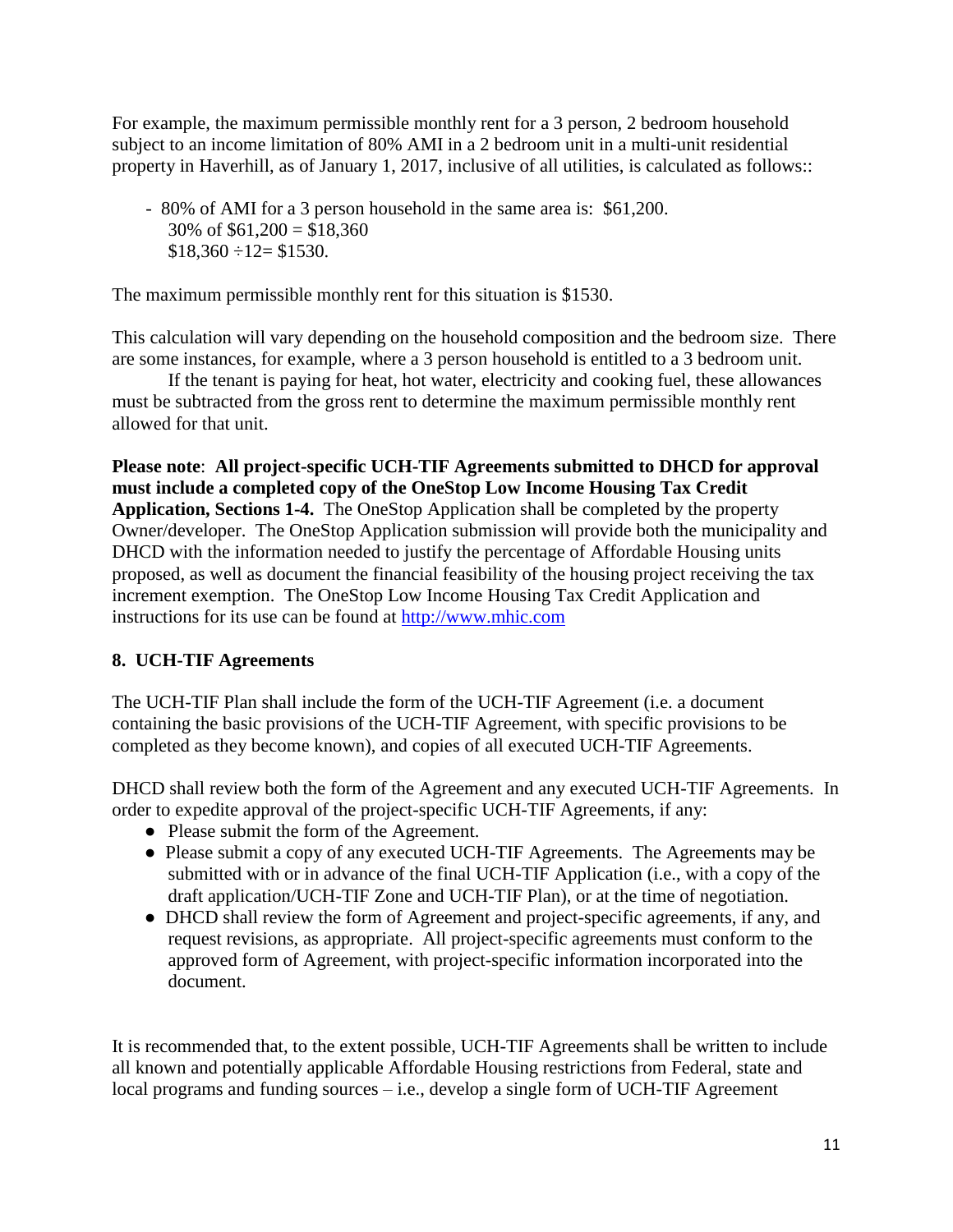For example, the maximum permissible monthly rent for a 3 person, 2 bedroom household subject to an income limitation of 80% AMI in a 2 bedroom unit in a multi-unit residential property in Haverhill, as of January 1, 2017, inclusive of all utilities, is calculated as follows::

- 80% of AMI for a 3 person household in the same area is: $61,200.
  30% of $61,200 = $18,360
  $18,360 ÷12= $1530.

The maximum permissible monthly rent for this situation is $1530.

This calculation will vary depending on the household composition and the bedroom size. There are some instances, for example, where a 3 person household is entitled to a 3 bedroom unit.
	If the tenant is paying for heat, hot water, electricity and cooking fuel, these allowances must be subtracted from the gross rent to determine the maximum permissible monthly rent allowed for that unit.

**Please note**: **All project-specific UCH-TIF Agreements submitted to DHCD for approval must include a completed copy of the OneStop Low Income Housing Tax Credit Application, Sections 1-4.** The OneStop Application shall be completed by the property Owner/developer. The OneStop Application submission will provide both the municipality and DHCD with the information needed to justify the percentage of Affordable Housing units proposed, as well as document the financial feasibility of the housing project receiving the tax increment exemption. The OneStop Low Income Housing Tax Credit Application and instructions for its use can be found at http://www.mhic.com

## 8. UCH-TIF Agreements

The UCH-TIF Plan shall include the form of the UCH-TIF Agreement (i.e. a document containing the basic provisions of the UCH-TIF Agreement, with specific provisions to be completed as they become known), and copies of all executed UCH-TIF Agreements.

DHCD shall review both the form of the Agreement and any executed UCH-TIF Agreements. In order to expedite approval of the project-specific UCH-TIF Agreements, if any:

- Please submit the form of the Agreement.
- Please submit a copy of any executed UCH-TIF Agreements. The Agreements may be submitted with or in advance of the final UCH-TIF Application (i.e., with a copy of the draft application/UCH-TIF Zone and UCH-TIF Plan), or at the time of negotiation.
- DHCD shall review the form of Agreement and project-specific agreements, if any, and request revisions, as appropriate. All project-specific agreements must conform to the approved form of Agreement, with project-specific information incorporated into the document.

It is recommended that, to the extent possible, UCH-TIF Agreements shall be written to include all known and potentially applicable Affordable Housing restrictions from Federal, state and local programs and funding sources – i.e., develop a single form of UCH-TIF Agreement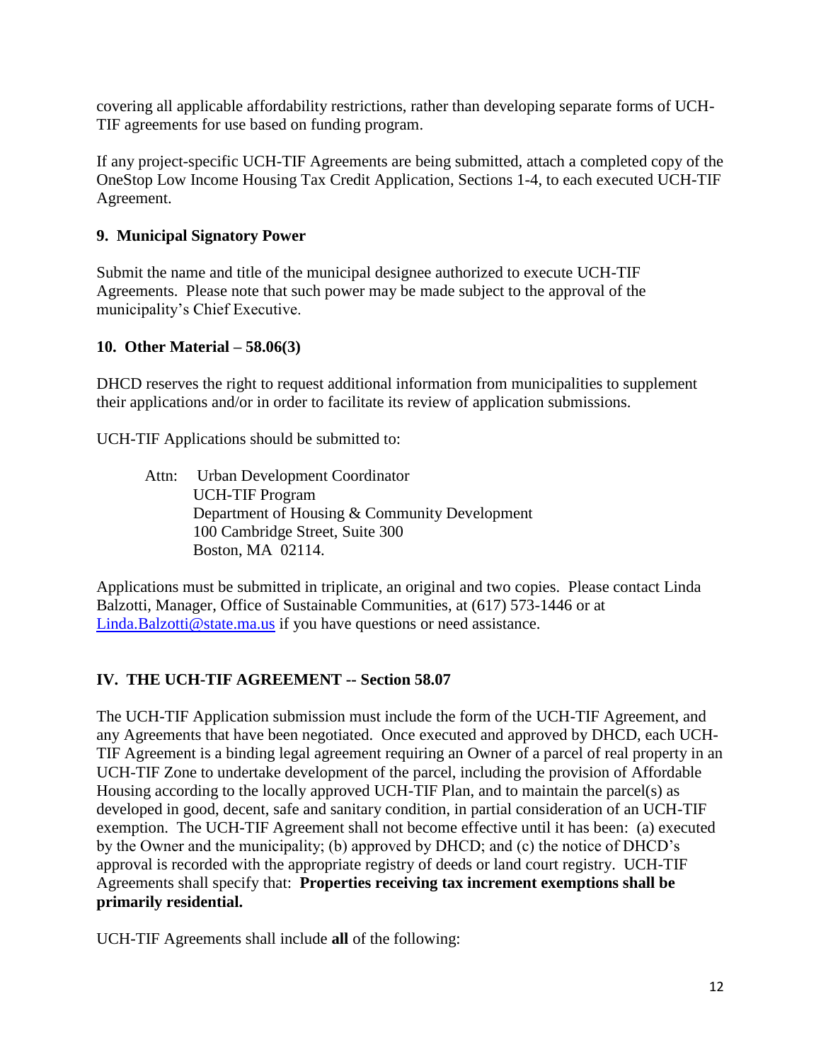covering all applicable affordability restrictions, rather than developing separate forms of UCH-TIF agreements for use based on funding program.

If any project-specific UCH-TIF Agreements are being submitted, attach a completed copy of the OneStop Low Income Housing Tax Credit Application, Sections 1-4, to each executed UCH-TIF Agreement.

### 9. Municipal Signatory Power

Submit the name and title of the municipal designee authorized to execute UCH-TIF Agreements. Please note that such power may be made subject to the approval of the municipality's Chief Executive.

### 10. Other Material – 58.06(3)

DHCD reserves the right to request additional information from municipalities to supplement their applications and/or in order to facilitate its review of application submissions.

UCH-TIF Applications should be submitted to:

> Attn: Urban Development Coordinator  
> UCH-TIF Program  
> Department of Housing & Community Development  
> 100 Cambridge Street, Suite 300  
> Boston, MA 02114.

Applications must be submitted in triplicate, an original and two copies. Please contact Linda Balzotti, Manager, Office of Sustainable Communities, at (617) 573-1446 or at [Linda.Balzotti@state.ma.us](mailto:Linda.Balzotti@state.ma.us) if you have questions or need assistance.

## IV. THE UCH-TIF AGREEMENT -- Section 58.07

The UCH-TIF Application submission must include the form of the UCH-TIF Agreement, and any Agreements that have been negotiated. Once executed and approved by DHCD, each UCH-TIF Agreement is a binding legal agreement requiring an Owner of a parcel of real property in an UCH-TIF Zone to undertake development of the parcel, including the provision of Affordable Housing according to the locally approved UCH-TIF Plan, and to maintain the parcel(s) as developed in good, decent, safe and sanitary condition, in partial consideration of an UCH-TIF exemption. The UCH-TIF Agreement shall not become effective until it has been: (a) executed by the Owner and the municipality; (b) approved by DHCD; and (c) the notice of DHCD's approval is recorded with the appropriate registry of deeds or land court registry. UCH-TIF Agreements shall specify that: **Properties receiving tax increment exemptions shall be primarily residential.**

UCH-TIF Agreements shall include **all** of the following: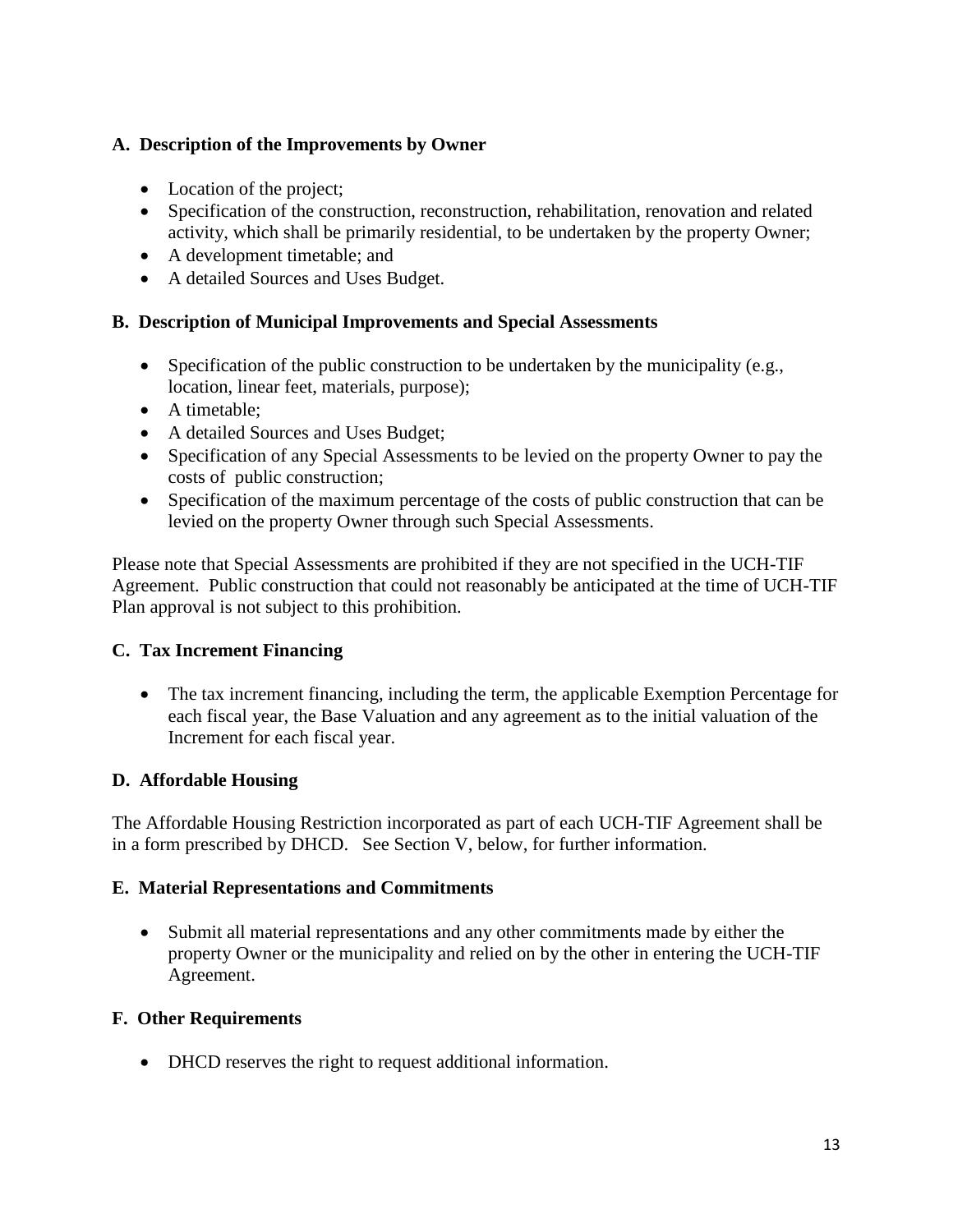### A. Description of the Improvements by Owner

- Location of the project;
- Specification of the construction, reconstruction, rehabilitation, renovation and related activity, which shall be primarily residential, to be undertaken by the property Owner;
- A development timetable; and
- A detailed Sources and Uses Budget.

### B. Description of Municipal Improvements and Special Assessments

- Specification of the public construction to be undertaken by the municipality (e.g., location, linear feet, materials, purpose);
- A timetable;
- A detailed Sources and Uses Budget;
- Specification of any Special Assessments to be levied on the property Owner to pay the costs of public construction;
- Specification of the maximum percentage of the costs of public construction that can be levied on the property Owner through such Special Assessments.

Please note that Special Assessments are prohibited if they are not specified in the UCH-TIF Agreement. Public construction that could not reasonably be anticipated at the time of UCH-TIF Plan approval is not subject to this prohibition.

### C. Tax Increment Financing

- The tax increment financing, including the term, the applicable Exemption Percentage for each fiscal year, the Base Valuation and any agreement as to the initial valuation of the Increment for each fiscal year.

### D. Affordable Housing

The Affordable Housing Restriction incorporated as part of each UCH-TIF Agreement shall be in a form prescribed by DHCD. See Section V, below, for further information.

### E. Material Representations and Commitments

- Submit all material representations and any other commitments made by either the property Owner or the municipality and relied on by the other in entering the UCH-TIF Agreement.

### F. Other Requirements

- DHCD reserves the right to request additional information.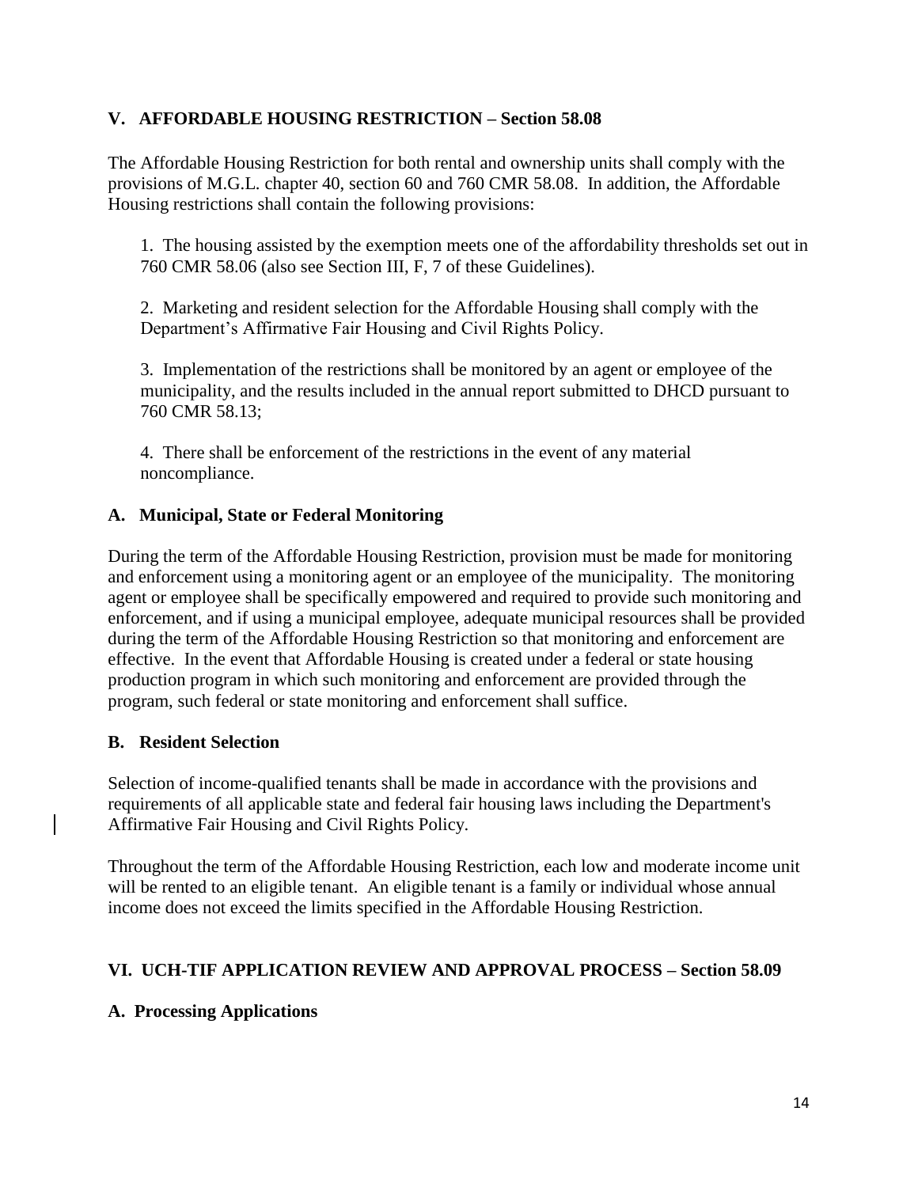## V. AFFORDABLE HOUSING RESTRICTION – Section 58.08

The Affordable Housing Restriction for both rental and ownership units shall comply with the provisions of M.G.L. chapter 40, section 60 and 760 CMR 58.08. In addition, the Affordable Housing restrictions shall contain the following provisions:

1. The housing assisted by the exemption meets one of the affordability thresholds set out in 760 CMR 58.06 (also see Section III, F, 7 of these Guidelines).

2. Marketing and resident selection for the Affordable Housing shall comply with the Department's Affirmative Fair Housing and Civil Rights Policy.

3. Implementation of the restrictions shall be monitored by an agent or employee of the municipality, and the results included in the annual report submitted to DHCD pursuant to 760 CMR 58.13;

4. There shall be enforcement of the restrictions in the event of any material noncompliance.

### A. Municipal, State or Federal Monitoring

During the term of the Affordable Housing Restriction, provision must be made for monitoring and enforcement using a monitoring agent or an employee of the municipality. The monitoring agent or employee shall be specifically empowered and required to provide such monitoring and enforcement, and if using a municipal employee, adequate municipal resources shall be provided during the term of the Affordable Housing Restriction so that monitoring and enforcement are effective. In the event that Affordable Housing is created under a federal or state housing production program in which such monitoring and enforcement are provided through the program, such federal or state monitoring and enforcement shall suffice.

### B. Resident Selection

Selection of income-qualified tenants shall be made in accordance with the provisions and requirements of all applicable state and federal fair housing laws including the Department's Affirmative Fair Housing and Civil Rights Policy.

Throughout the term of the Affordable Housing Restriction, each low and moderate income unit will be rented to an eligible tenant. An eligible tenant is a family or individual whose annual income does not exceed the limits specified in the Affordable Housing Restriction.

## VI. UCH-TIF APPLICATION REVIEW AND APPROVAL PROCESS – Section 58.09

### A. Processing Applications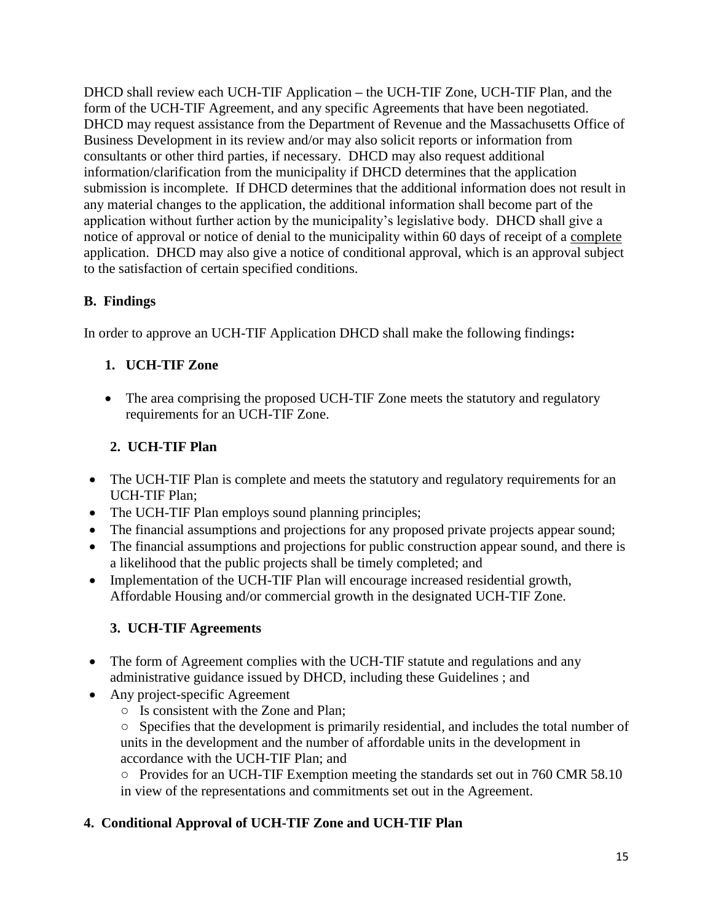DHCD shall review each UCH-TIF Application – the UCH-TIF Zone, UCH-TIF Plan, and the form of the UCH-TIF Agreement, and any specific Agreements that have been negotiated. DHCD may request assistance from the Department of Revenue and the Massachusetts Office of Business Development in its review and/or may also solicit reports or information from consultants or other third parties, if necessary. DHCD may also request additional information/clarification from the municipality if DHCD determines that the application submission is incomplete. If DHCD determines that the additional information does not result in any material changes to the application, the additional information shall become part of the application without further action by the municipality's legislative body. DHCD shall give a notice of approval or notice of denial to the municipality within 60 days of receipt of a complete application. DHCD may also give a notice of conditional approval, which is an approval subject to the satisfaction of certain specified conditions.

**B. Findings**

In order to approve an UCH-TIF Application DHCD shall make the following findings**:**

**1. UCH-TIF Zone**

- The area comprising the proposed UCH-TIF Zone meets the statutory and regulatory requirements for an UCH-TIF Zone.

**2. UCH-TIF Plan**

- The UCH-TIF Plan is complete and meets the statutory and regulatory requirements for an UCH-TIF Plan;
- The UCH-TIF Plan employs sound planning principles;
- The financial assumptions and projections for any proposed private projects appear sound;
- The financial assumptions and projections for public construction appear sound, and there is a likelihood that the public projects shall be timely completed; and
- Implementation of the UCH-TIF Plan will encourage increased residential growth, Affordable Housing and/or commercial growth in the designated UCH-TIF Zone.

**3. UCH-TIF Agreements**

- The form of Agreement complies with the UCH-TIF statute and regulations and any administrative guidance issued by DHCD, including these Guidelines ; and
- Any project-specific Agreement
  - Is consistent with the Zone and Plan;
  - Specifies that the development is primarily residential, and includes the total number of units in the development and the number of affordable units in the development in accordance with the UCH-TIF Plan; and
  - Provides for an UCH-TIF Exemption meeting the standards set out in 760 CMR 58.10 in view of the representations and commitments set out in the Agreement.

**4. Conditional Approval of UCH-TIF Zone and UCH-TIF Plan**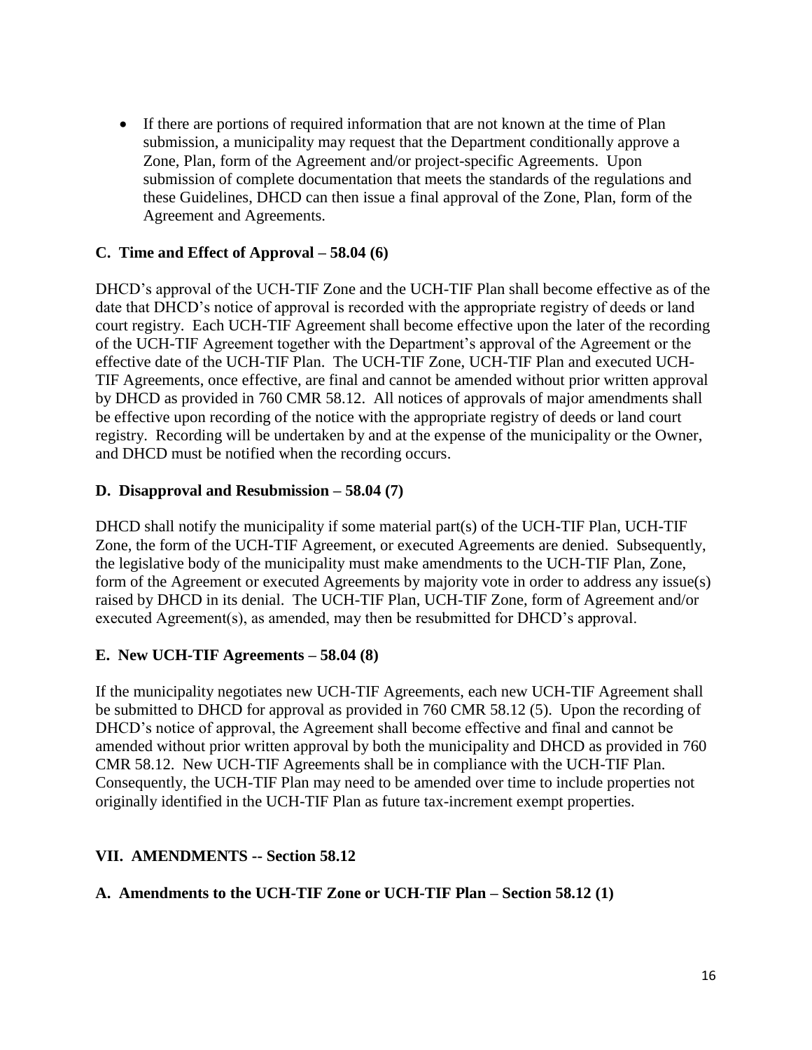- If there are portions of required information that are not known at the time of Plan submission, a municipality may request that the Department conditionally approve a Zone, Plan, form of the Agreement and/or project-specific Agreements. Upon submission of complete documentation that meets the standards of the regulations and these Guidelines, DHCD can then issue a final approval of the Zone, Plan, form of the Agreement and Agreements.

### C. Time and Effect of Approval – 58.04 (6)

DHCD's approval of the UCH-TIF Zone and the UCH-TIF Plan shall become effective as of the date that DHCD's notice of approval is recorded with the appropriate registry of deeds or land court registry. Each UCH-TIF Agreement shall become effective upon the later of the recording of the UCH-TIF Agreement together with the Department's approval of the Agreement or the effective date of the UCH-TIF Plan. The UCH-TIF Zone, UCH-TIF Plan and executed UCH-TIF Agreements, once effective, are final and cannot be amended without prior written approval by DHCD as provided in 760 CMR 58.12. All notices of approvals of major amendments shall be effective upon recording of the notice with the appropriate registry of deeds or land court registry. Recording will be undertaken by and at the expense of the municipality or the Owner, and DHCD must be notified when the recording occurs.

### D. Disapproval and Resubmission – 58.04 (7)

DHCD shall notify the municipality if some material part(s) of the UCH-TIF Plan, UCH-TIF Zone, the form of the UCH-TIF Agreement, or executed Agreements are denied. Subsequently, the legislative body of the municipality must make amendments to the UCH-TIF Plan, Zone, form of the Agreement or executed Agreements by majority vote in order to address any issue(s) raised by DHCD in its denial. The UCH-TIF Plan, UCH-TIF Zone, form of Agreement and/or executed Agreement(s), as amended, may then be resubmitted for DHCD's approval.

### E. New UCH-TIF Agreements – 58.04 (8)

If the municipality negotiates new UCH-TIF Agreements, each new UCH-TIF Agreement shall be submitted to DHCD for approval as provided in 760 CMR 58.12 (5). Upon the recording of DHCD's notice of approval, the Agreement shall become effective and final and cannot be amended without prior written approval by both the municipality and DHCD as provided in 760 CMR 58.12. New UCH-TIF Agreements shall be in compliance with the UCH-TIF Plan. Consequently, the UCH-TIF Plan may need to be amended over time to include properties not originally identified in the UCH-TIF Plan as future tax-increment exempt properties.

## VII. AMENDMENTS -- Section 58.12

### A. Amendments to the UCH-TIF Zone or UCH-TIF Plan – Section 58.12 (1)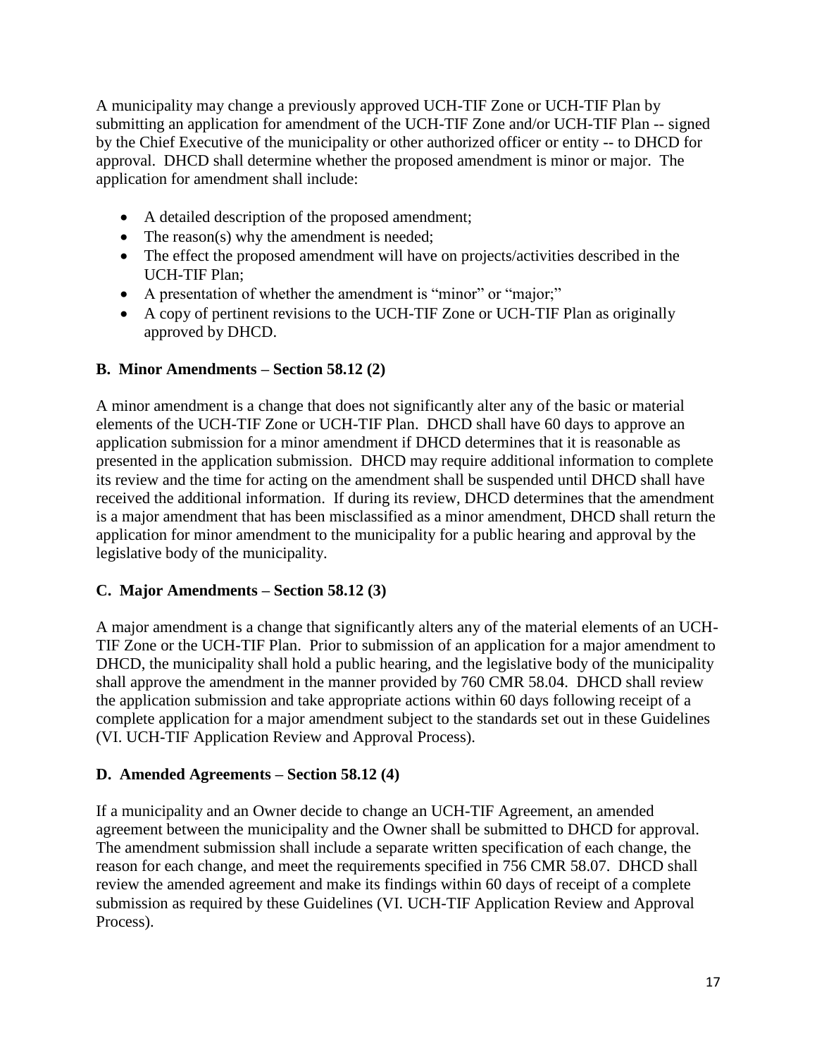A municipality may change a previously approved UCH-TIF Zone or UCH-TIF Plan by submitting an application for amendment of the UCH-TIF Zone and/or UCH-TIF Plan -- signed by the Chief Executive of the municipality or other authorized officer or entity -- to DHCD for approval. DHCD shall determine whether the proposed amendment is minor or major. The application for amendment shall include:

- A detailed description of the proposed amendment;
- The reason(s) why the amendment is needed;
- The effect the proposed amendment will have on projects/activities described in the UCH-TIF Plan;
- A presentation of whether the amendment is "minor" or "major;"
- A copy of pertinent revisions to the UCH-TIF Zone or UCH-TIF Plan as originally approved by DHCD.

### B. Minor Amendments – Section 58.12 (2)

A minor amendment is a change that does not significantly alter any of the basic or material elements of the UCH-TIF Zone or UCH-TIF Plan. DHCD shall have 60 days to approve an application submission for a minor amendment if DHCD determines that it is reasonable as presented in the application submission. DHCD may require additional information to complete its review and the time for acting on the amendment shall be suspended until DHCD shall have received the additional information. If during its review, DHCD determines that the amendment is a major amendment that has been misclassified as a minor amendment, DHCD shall return the application for minor amendment to the municipality for a public hearing and approval by the legislative body of the municipality.

### C. Major Amendments – Section 58.12 (3)

A major amendment is a change that significantly alters any of the material elements of an UCH-TIF Zone or the UCH-TIF Plan. Prior to submission of an application for a major amendment to DHCD, the municipality shall hold a public hearing, and the legislative body of the municipality shall approve the amendment in the manner provided by 760 CMR 58.04. DHCD shall review the application submission and take appropriate actions within 60 days following receipt of a complete application for a major amendment subject to the standards set out in these Guidelines (VI. UCH-TIF Application Review and Approval Process).

### D. Amended Agreements – Section 58.12 (4)

If a municipality and an Owner decide to change an UCH-TIF Agreement, an amended agreement between the municipality and the Owner shall be submitted to DHCD for approval. The amendment submission shall include a separate written specification of each change, the reason for each change, and meet the requirements specified in 756 CMR 58.07. DHCD shall review the amended agreement and make its findings within 60 days of receipt of a complete submission as required by these Guidelines (VI. UCH-TIF Application Review and Approval Process).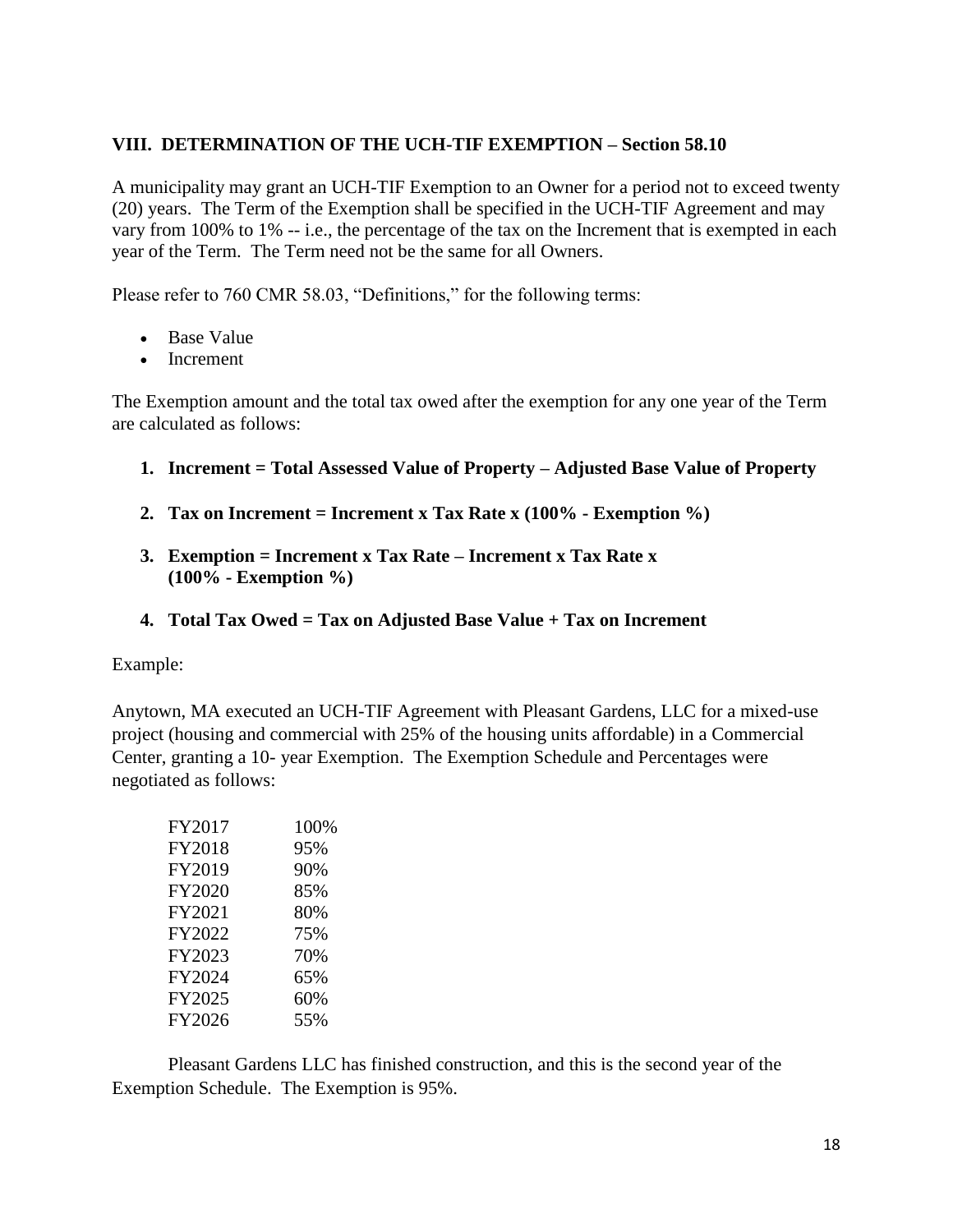## VIII. DETERMINATION OF THE UCH-TIF EXEMPTION – Section 58.10

A municipality may grant an UCH-TIF Exemption to an Owner for a period not to exceed twenty (20) years. The Term of the Exemption shall be specified in the UCH-TIF Agreement and may vary from 100% to 1% -- i.e., the percentage of the tax on the Increment that is exempted in each year of the Term. The Term need not be the same for all Owners.

Please refer to 760 CMR 58.03, "Definitions," for the following terms:

- Base Value
- Increment

The Exemption amount and the total tax owed after the exemption for any one year of the Term are calculated as follows:

1. **Increment = Total Assessed Value of Property – Adjusted Base Value of Property**

2. **Tax on Increment = Increment x Tax Rate x (100% - Exemption %)**

3. **Exemption = Increment x Tax Rate – Increment x Tax Rate x (100% - Exemption %)**

4. **Total Tax Owed = Tax on Adjusted Base Value + Tax on Increment**

Example:

Anytown, MA executed an UCH-TIF Agreement with Pleasant Gardens, LLC for a mixed-use project (housing and commercial with 25% of the housing units affordable) in a Commercial Center, granting a 10- year Exemption. The Exemption Schedule and Percentages were negotiated as follows:

| | |
|---|---|
| FY2017 | 100% |
| FY2018 | 95% |
| FY2019 | 90% |
| FY2020 | 85% |
| FY2021 | 80% |
| FY2022 | 75% |
| FY2023 | 70% |
| FY2024 | 65% |
| FY2025 | 60% |
| FY2026 | 55% |

Pleasant Gardens LLC has finished construction, and this is the second year of the Exemption Schedule. The Exemption is 95%.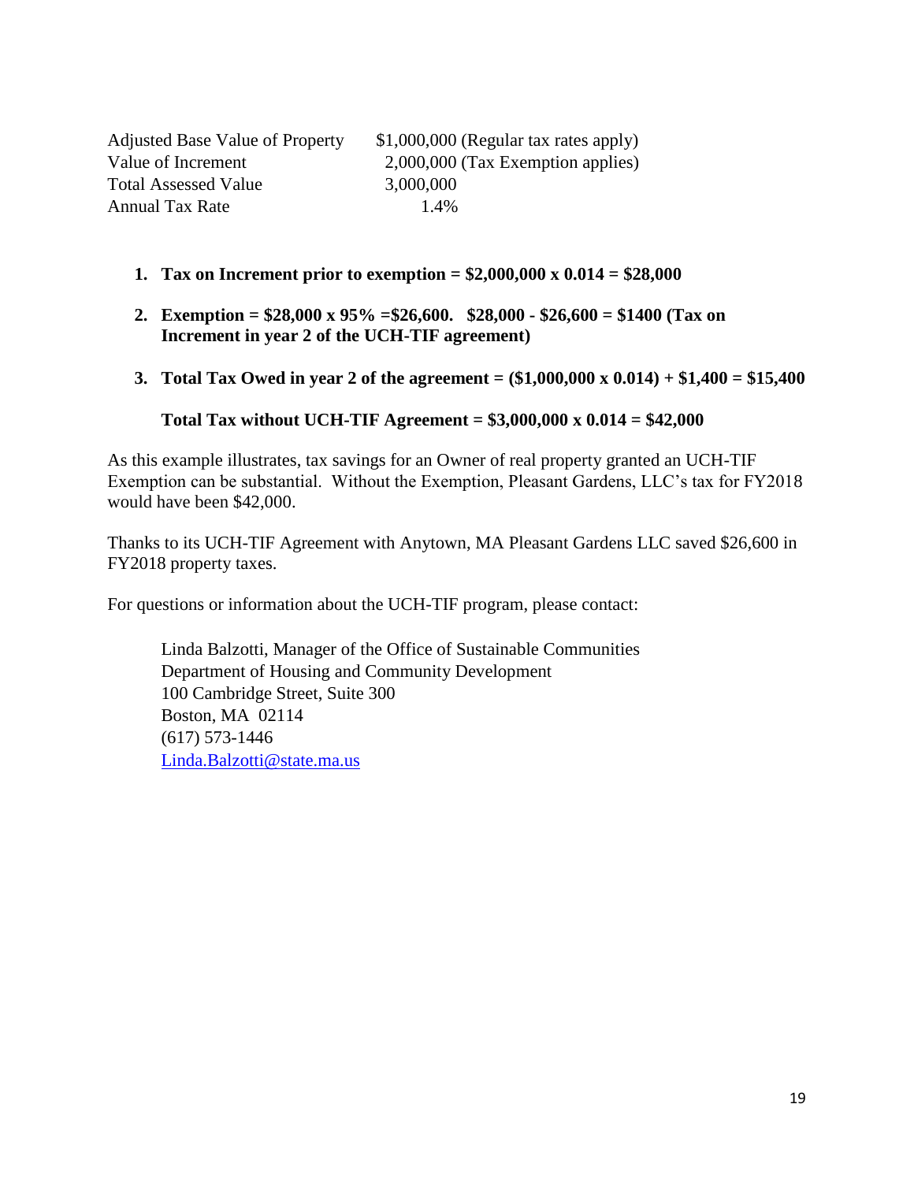| | | |
|---|---|---|
| Adjusted Base Value of Property | $1,000,000 | (Regular tax rates apply) |
| Value of Increment | 2,000,000 | (Tax Exemption applies) |
| Total Assessed Value | 3,000,000 | |
| Annual Tax Rate | 1.4% | |

1. **Tax on Increment prior to exemption = $2,000,000 x 0.014 = $28,000**

2. **Exemption = $28,000 x 95% =$26,600. $28,000 - $26,600 = $1400 (Tax on Increment in year 2 of the UCH-TIF agreement)**

3. **Total Tax Owed in year 2 of the agreement = ($1,000,000 x 0.014) + $1,400 = $15,400**

   **Total Tax without UCH-TIF Agreement = $3,000,000 x 0.014 = $42,000**

As this example illustrates, tax savings for an Owner of real property granted an UCH-TIF Exemption can be substantial. Without the Exemption, Pleasant Gardens, LLC's tax for FY2018 would have been $42,000.

Thanks to its UCH-TIF Agreement with Anytown, MA Pleasant Gardens LLC saved $26,600 in FY2018 property taxes.

For questions or information about the UCH-TIF program, please contact:

> Linda Balzotti, Manager of the Office of Sustainable Communities
> Department of Housing and Community Development
> 100 Cambridge Street, Suite 300
> Boston, MA 02114
> (617) 573-1446
> [Linda.Balzotti@state.ma.us](mailto:Linda.Balzotti@state.ma.us)